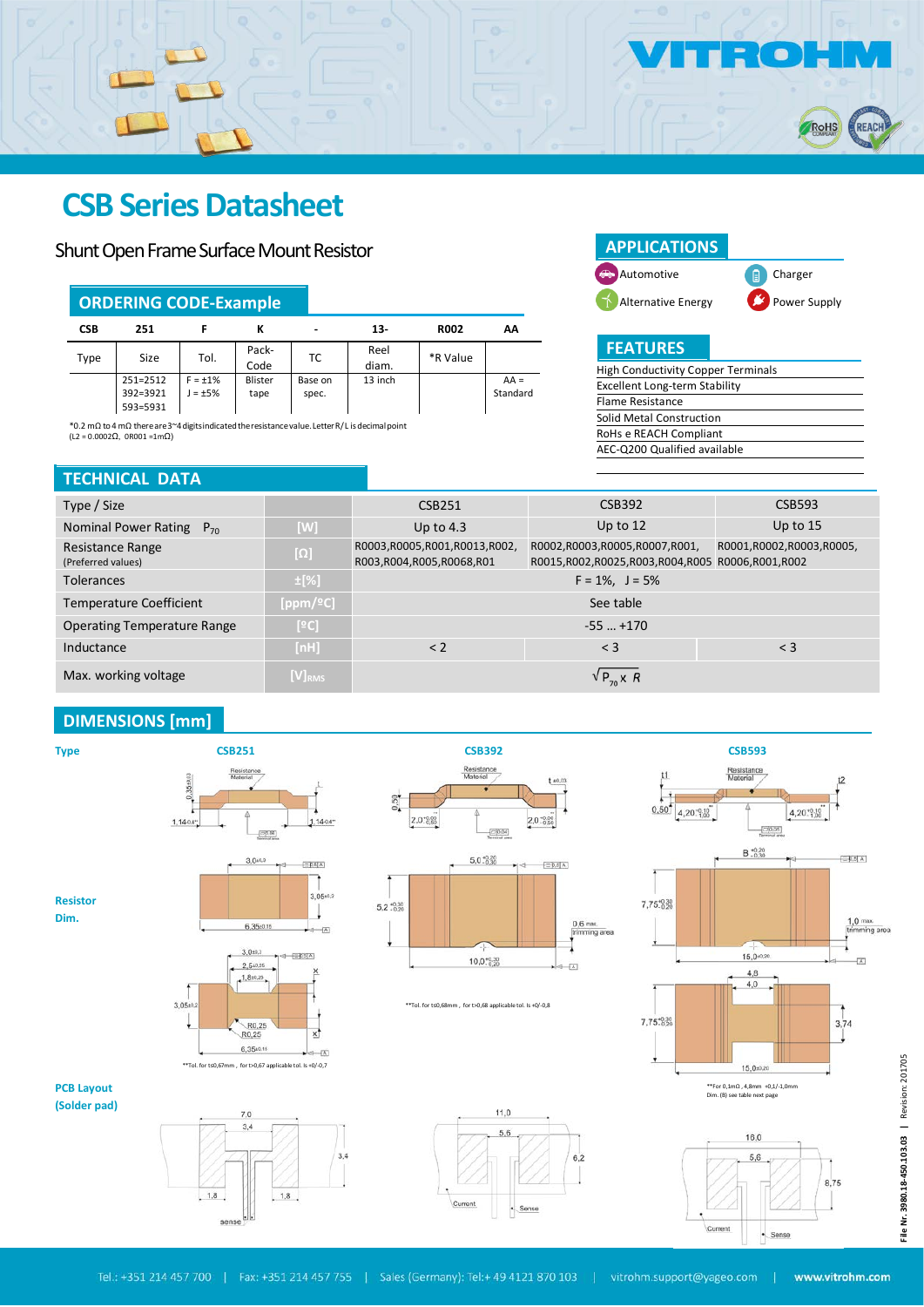# CSB Series Datasheet

Shunt Open Frame Surface Mount Resistor

## ORDERING CODE-Example

| CSB | 251 | F | K | - | 13- | R002 | AA |
|---|---|---|---|---|---|---|---|
| Type | Size | Tol. | Pack-Code | TC | Reel diam. | *R Value | |
| | 251=2512<br>392=3921<br>593=5931 | F = ±1%<br>J = ±5% | Blister tape | Base on spec. | 13 inch | | AA = Standard |

*0.2 mΩ to 4 mΩ there are 3~4 digits indicated the resistance value. Letter R/L is decimal point
(L2 = 0.0002Ω, 0R001 =1mΩ)

## APPLICATIONS

- Automotive
- Charger
- Alternative Energy
- Power Supply

## FEATURES

- High Conductivity Copper Terminals
- Excellent Long-term Stability
- Flame Resistance
- Solid Metal Construction
- RoHs e REACH Compliant
- AEC-Q200 Qualified available

## TECHNICAL DATA

| Type / Size | | CSB251 | CSB392 | CSB593 |
|---|---|---|---|---|
| Nominal Power Rating $P_{70}$ | [W] | Up to 4.3 | Up to 12 | Up to 15 |
| Resistance Range (Preferred values) | [Ω] | R0003,R0005,R001,R0013,R002, R003,R004,R005,R0068,R01 | R0002,R0003,R0005,R0007,R001, R0015,R002,R0025,R003,R004,R005 | R0001,R0002,R0003,R0005, R0006,R001,R002 |
| Tolerances | ±[%] | F = 1%, J = 5% | | |
| Temperature Coefficient | [ppm/ºC] | See table | | |
| Operating Temperature Range | [ºC] | -55 ... +170 | | |
| Inductance | [nH] | < 2 | < 3 | < 3 |
| Max. working voltage | $[V]_{RMS}$ | $\sqrt{P_{70} \times R}$ | | |

## DIMENSIONS [mm]

| Type | CSB251 | CSB392 | CSB593 |
|---|---|---|---|
| Resistor Dim. | **Tol. for t≤0,67mm , for t>0,67 applicable tol. is +0/-0,7 | **Tol. for t≤0,68mm , for t>0,68 applicable tol. is +0/-0,8 | **For 0,1mΩ , 4,8mm +0,1/-1,0mm<br>Dim. (B) see table next page |
| PCB Layout (Solder pad) | 7,0 / 3,4 / 3,4 / 1,8 / 1,8 / sense | 11,0 / 5,6 / 6,2 / Current / Sense | 16,0 / 5,6 / 8,75 / Current / Sense |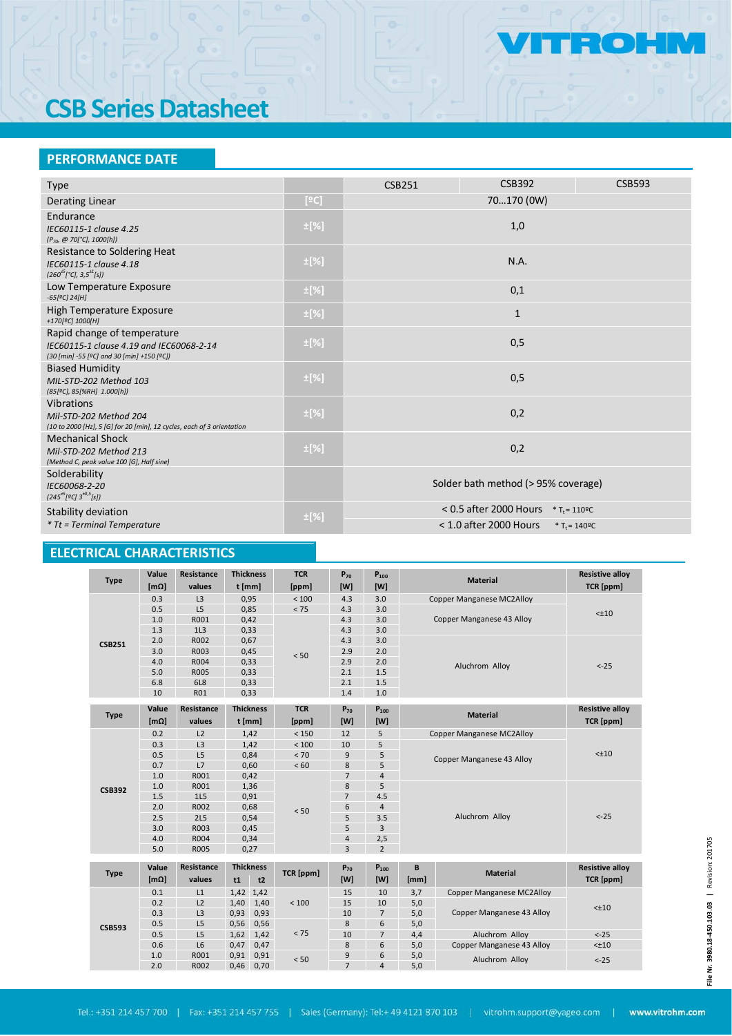# CSB Series Datasheet

## PERFORMANCE DATE

| Type | | CSB251 | CSB392 | CSB593 |
|---|---|---|---|---|
| Derating Linear | [ºC] | 70…170 (0W) | | |
| Endurance<br>*IEC60115-1 clause 4.25*<br>*($P_{70}$, @ 70[°C], 1000[h])* | ±[%] | 1,0 | | |
| Resistance to Soldering Heat<br>*IEC60115-1 clause 4.18*<br>*($260^{±5}$[°C], $3,5^{±1}$[s])* | ±[%] | N.A. | | |
| Low Temperature Exposure<br>*-65[ºC] 24[H]* | ±[%] | 0,1 | | |
| High Temperature Exposure<br>*+170[ºC] 1000[H]* | ±[%] | 1 | | |
| Rapid change of temperature<br>*IEC60115-1 clause 4.19 and IEC60068-2-14*<br>*(30 [min] -55 [ºC] and 30 [min] +150 [ºC])* | ±[%] | 0,5 | | |
| Biased Humidity<br>*MIL-STD-202 Method 103*<br>*(85[ºC], 85[%RH] 1.000[h])* | ±[%] | 0,5 | | |
| Vibrations<br>*Mil-STD-202 Method 204*<br>*(10 to 2000 [Hz], 5 [G] for 20 [min], 12 cycles, each of 3 orientation* | ±[%] | 0,2 | | |
| Mechanical Shock<br>*Mil-STD-202 Method 213*<br>*(Method C, peak value 100 [G], Half sine)* | ±[%] | 0,2 | | |
| Solderability<br>*IEC60068-2-20*<br>*($245^{±5}$[ºC] $3^{±0.5}$[s])* | | Solder bath method (> 95% coverage) | | |
| Stability deviation<br>*\* Tt = Terminal Temperature* | ±[%] | < 0.5 after 2000 Hours * $T_t$ = 110ºC<br>< 1.0 after 2000 Hours * $T_t$ = 140ºC | | |

## ELECTRICAL CHARACTERISTICS

| Type | Value [mΩ] | Resistance values | Thickness t [mm] | TCR [ppm] | $P_{70}$ [W] | $P_{100}$ [W] | Material | Resistive alloy TCR [ppm] |
|---|---|---|---|---|---|---|---|---|
| CSB251 | 0.3 | L3 | 0,95 | < 100 | 4.3 | 3.0 | Copper Manganese MC2Alloy | <±10 |
| | 0.5 | L5 | 0,85 | < 75 | 4.3 | 3.0 | Copper Manganese 43 Alloy | |
| | 1.0 | R001 | 0,42 | < 50 | 4.3 | 3.0 | | |
| | 1.3 | 1L3 | 0,33 | | 4.3 | 3.0 | | |
| | 2.0 | R002 | 0,67 | | 4.3 | 3.0 | Aluchrom Alloy | <-25 |
| | 3.0 | R003 | 0,45 | | 2.9 | 2.0 | | |
| | 4.0 | R004 | 0,33 | | 2.9 | 2.0 | | |
| | 5.0 | R005 | 0,33 | | 2.1 | 1.5 | | |
| | 6.8 | 6L8 | 0,33 | | 2.1 | 1.5 | | |
| | 10 | R01 | 0,33 | | 1.4 | 1.0 | | |

| Type | Value [mΩ] | Resistance values | Thickness t [mm] | TCR [ppm] | $P_{70}$ [W] | $P_{100}$ [W] | Material | Resistive alloy TCR [ppm] |
|---|---|---|---|---|---|---|---|---|
| CSB392 | 0.2 | L2 | 1,42 | < 150 | 12 | 5 | Copper Manganese MC2Alloy | <±10 |
| | 0.3 | L3 | 1,42 | < 100 | 10 | 5 | Copper Manganese 43 Alloy | |
| | 0.5 | L5 | 0,84 | < 70 | 9 | 5 | | |
| | 0.7 | L7 | 0,60 | < 60 | 8 | 5 | | |
| | 1.0 | R001 | 0,42 | < 50 | 7 | 4 | | |
| | 1.0 | R001 | 1,36 | | 8 | 5 | Aluchrom Alloy | <-25 |
| | 1.5 | 1L5 | 0,91 | | 7 | 4.5 | | |
| | 2.0 | R002 | 0,68 | | 6 | 4 | | |
| | 2.5 | 2L5 | 0,54 | | 5 | 3.5 | | |
| | 3.0 | R003 | 0,45 | | 5 | 3 | | |
| | 4.0 | R004 | 0,34 | | 4 | 2,5 | | |
| | 5.0 | R005 | 0,27 | | 3 | 2 | | |

| Type | Value [mΩ] | Resistance values | Thickness t1 | Thickness t2 | TCR [ppm] | $P_{70}$ [W] | $P_{100}$ [W] | B [mm] | Material | Resistive alloy TCR [ppm] |
|---|---|---|---|---|---|---|---|---|---|---|
| CSB593 | 0.1 | L1 | 1,42 | 1,42 | < 100 | 15 | 10 | 3,7 | Copper Manganese MC2Alloy | <±10 |
| | 0.2 | L2 | 1,40 | 1,40 | | 15 | 10 | 5,0 | Copper Manganese 43 Alloy | |
| | 0.3 | L3 | 0,93 | 0,93 | | 10 | 7 | 5,0 | | |
| | 0.5 | L5 | 0,56 | 0,56 | < 75 | 8 | 6 | 5,0 | | |
| | 0.5 | L5 | 1,62 | 1,42 | | 10 | 7 | 4,4 | Aluchrom Alloy | <-25 |
| | 0.6 | L6 | 0,47 | 0,47 | | 8 | 6 | 5,0 | Copper Manganese 43 Alloy | <±10 |
| | 1.0 | R001 | 0,91 | 0,91 | < 50 | 9 | 6 | 5,0 | Aluchrom Alloy | <-25 |
| | 2.0 | R002 | 0,46 | 0,70 | | 7 | 4 | 5,0 | | |

File Nr. 3980.18-450.103.03 | Revision: 201705

Tel.: +351 214 457 700 | Fax: +351 214 457 755 | Sales (Germany): Tel:+ 49 4121 870 103 | vitrohm.support@yageo.com | www.vitrohm.com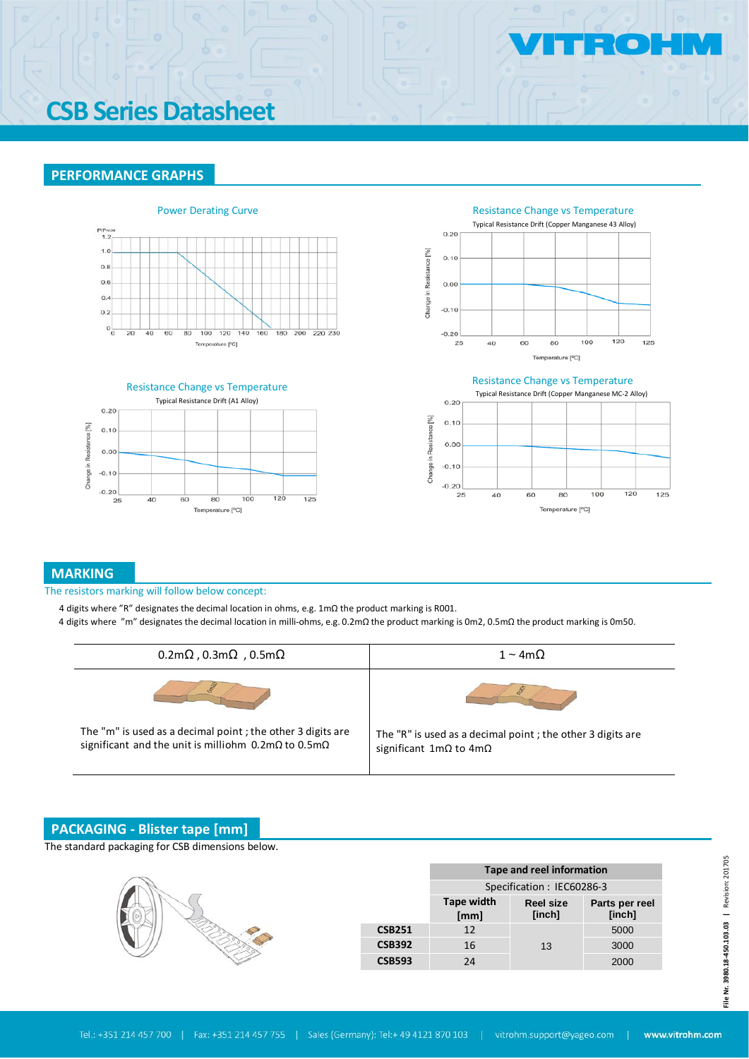# CSB Series Datasheet

## PERFORMANCE GRAPHS

Power Derating Curve

P/Pnom

1.2
1.0
0.8
0.6
0.4
0.2
0

0 20 40 60 80 100 120 140 160 180 200 220 230

Temperature [ºC]

Resistance Change vs Temperature

Typical Resistance Drift (Copper Manganese 43 Alloy)

Change in Resistance [%]

0.20
0.10
0.00
-0.10
-0.20

25 40 60 80 100 120 125

Temperature [ºC]

Resistance Change vs Temperature

Typical Resistance Drift (A1 Alloy)

Change in Resistance [%]

0.20
0.10
0.00
-0.10
-0.20

25 40 60 80 100 120 125

Temperature [ºC]

Resistance Change vs Temperature

Typical Resistance Drift (Copper Manganese MC-2 Alloy)

Change in Resistance [%]

0.20
0.10
0.00
-0.10
-0.20

25 40 60 80 100 120 125

Temperature [ºC]

## MARKING

The resistors marking will follow below concept:

4 digits where "R" designates the decimal location in ohms, e.g. 1mΩ the product marking is R001.

4 digits where "m" designates the decimal location in milli-ohms, e.g. 0.2mΩ the product marking is 0m2, 0.5mΩ the product marking is 0m50.

| 0.2mΩ , 0.3mΩ , 0.5mΩ | 1 ~ 4mΩ |
|---|---|
| The "m" is used as a decimal point ; the other 3 digits are significant and the unit is milliohm 0.2mΩ to 0.5mΩ | The "R" is used as a decimal point ; the other 3 digits are significant 1mΩ to 4mΩ |

## PACKAGING - Blister tape [mm]

The standard packaging for CSB dimensions below.

| | Tape and reel information | | |
|---|---|---|---|
| | Specification : IEC60286-3 | | |
| | Tape width [mm] | Reel size [inch] | Parts per reel [inch] |
| **CSB251** | 12 | 13 | 5000 |
| **CSB392** | 16 | | 3000 |
| **CSB593** | 24 | | 2000 |

File Nr. 3980.18-450.103.03 | Revision: 201705